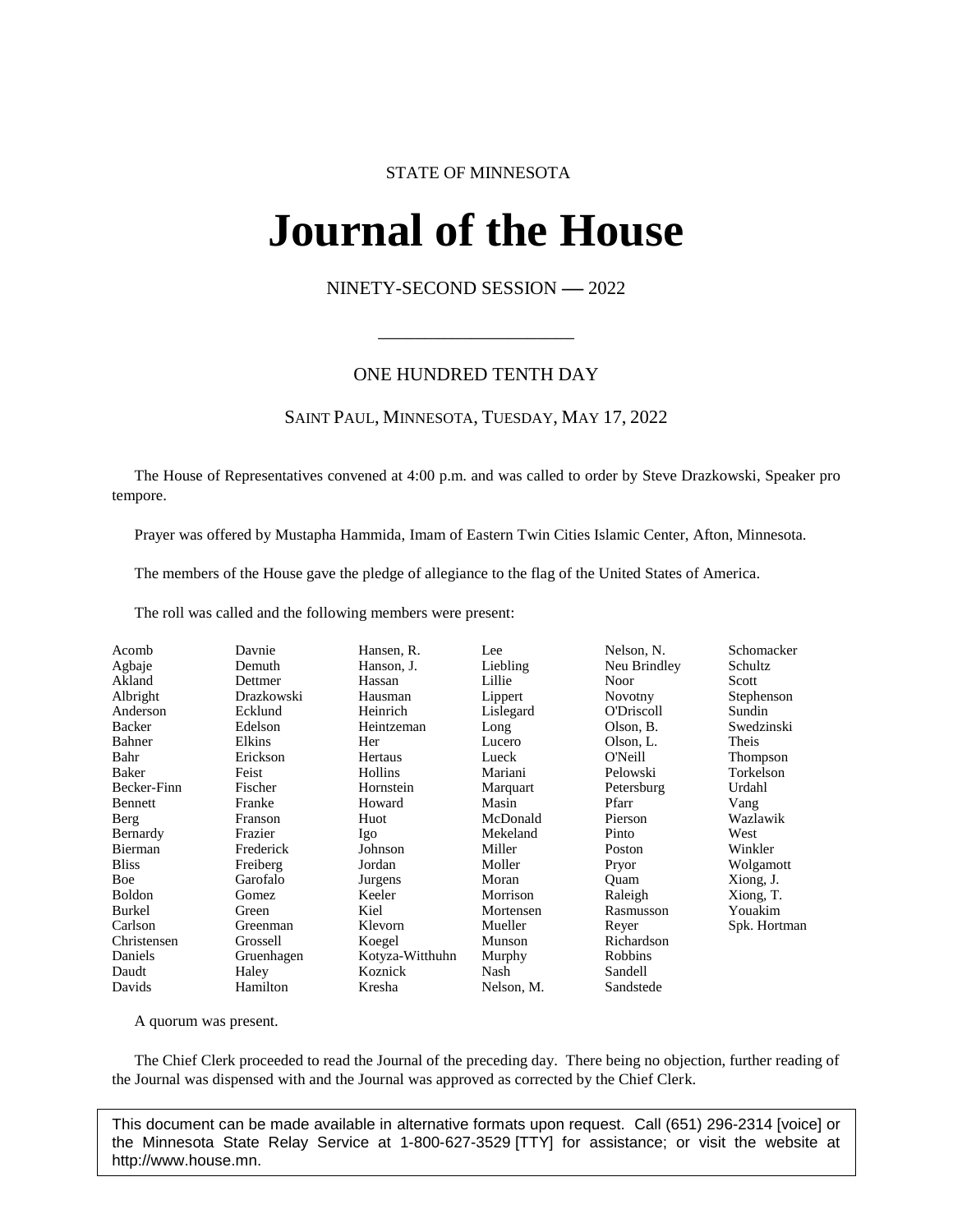STATE OF MINNESOTA

# Journal of the House

NINETY-SECOND SESSION — 2022

---

## ONE HUNDRED TENTH DAY

SAINT PAUL, MINNESOTA, TUESDAY, MAY 17, 2022

The House of Representatives convened at 4:00 p.m. and was called to order by Steve Drazkowski, Speaker pro tempore.

Prayer was offered by Mustapha Hammida, Imam of Eastern Twin Cities Islamic Center, Afton, Minnesota.

The members of the House gave the pledge of allegiance to the flag of the United States of America.

The roll was called and the following members were present:

| | | | | | |
|---|---|---|---|---|---|
| Acomb | Davnie | Hansen, R. | Lee | Nelson, N. | Schomacker |
| Agbaje | Demuth | Hanson, J. | Liebling | Neu Brindley | Schultz |
| Akland | Dettmer | Hassan | Lillie | Noor | Scott |
| Albright | Drazkowski | Hausman | Lippert | Novotny | Stephenson |
| Anderson | Ecklund | Heinrich | Lislegard | O'Driscoll | Sundin |
| Backer | Edelson | Heintzeman | Long | Olson, B. | Swedzinski |
| Bahner | Elkins | Her | Lucero | Olson, L. | Theis |
| Bahr | Erickson | Hertaus | Lueck | O'Neill | Thompson |
| Baker | Feist | Hollins | Mariani | Pelowski | Torkelson |
| Becker-Finn | Fischer | Hornstein | Marquart | Petersburg | Urdahl |
| Bennett | Franke | Howard | Masin | Pfarr | Vang |
| Berg | Franson | Huot | McDonald | Pierson | Wazlawik |
| Bernardy | Frazier | Igo | Mekeland | Pinto | West |
| Bierman | Frederick | Johnson | Miller | Poston | Winkler |
| Bliss | Freiberg | Jordan | Moller | Pryor | Wolgamott |
| Boe | Garofalo | Jurgens | Moran | Quam | Xiong, J. |
| Boldon | Gomez | Keeler | Morrison | Raleigh | Xiong, T. |
| Burkel | Green | Kiel | Mortensen | Rasmusson | Youakim |
| Carlson | Greenman | Klevorn | Mueller | Reyer | Spk. Hortman |
| Christensen | Grossell | Koegel | Munson | Richardson | |
| Daniels | Gruenhagen | Kotyza-Witthuhn | Murphy | Robbins | |
| Daudt | Haley | Koznick | Nash | Sandell | |
| Davids | Hamilton | Kresha | Nelson, M. | Sandstede | |

A quorum was present.

The Chief Clerk proceeded to read the Journal of the preceding day. There being no objection, further reading of the Journal was dispensed with and the Journal was approved as corrected by the Chief Clerk.

This document can be made available in alternative formats upon request. Call (651) 296-2314 [voice] or the Minnesota State Relay Service at 1-800-627-3529 [TTY] for assistance; or visit the website at http://www.house.mn.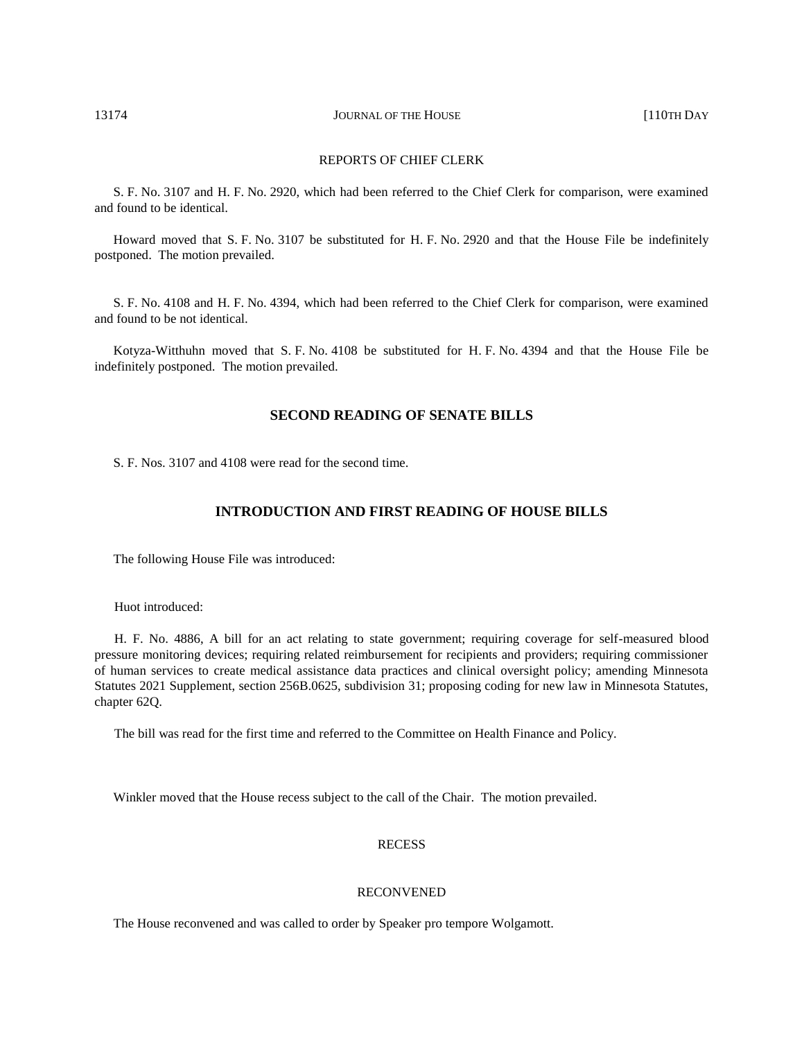REPORTS OF CHIEF CLERK

S. F. No. 3107 and H. F. No. 2920, which had been referred to the Chief Clerk for comparison, were examined and found to be identical.

Howard moved that S. F. No. 3107 be substituted for H. F. No. 2920 and that the House File be indefinitely postponed. The motion prevailed.

S. F. No. 4108 and H. F. No. 4394, which had been referred to the Chief Clerk for comparison, were examined and found to be not identical.

Kotyza-Witthuhn moved that S. F. No. 4108 be substituted for H. F. No. 4394 and that the House File be indefinitely postponed. The motion prevailed.

## SECOND READING OF SENATE BILLS

S. F. Nos. 3107 and 4108 were read for the second time.

## INTRODUCTION AND FIRST READING OF HOUSE BILLS

The following House File was introduced:

Huot introduced:

H. F. No. 4886, A bill for an act relating to state government; requiring coverage for self-measured blood pressure monitoring devices; requiring related reimbursement for recipients and providers; requiring commissioner of human services to create medical assistance data practices and clinical oversight policy; amending Minnesota Statutes 2021 Supplement, section 256B.0625, subdivision 31; proposing coding for new law in Minnesota Statutes, chapter 62Q.

The bill was read for the first time and referred to the Committee on Health Finance and Policy.

Winkler moved that the House recess subject to the call of the Chair. The motion prevailed.

RECESS

RECONVENED

The House reconvened and was called to order by Speaker pro tempore Wolgamott.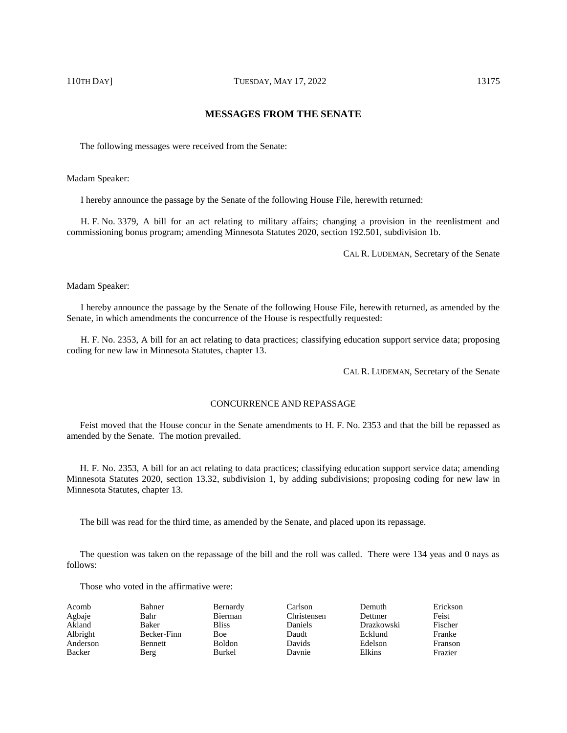## MESSAGES FROM THE SENATE

The following messages were received from the Senate:

Madam Speaker:

I hereby announce the passage by the Senate of the following House File, herewith returned:

H. F. No. 3379, A bill for an act relating to military affairs; changing a provision in the reenlistment and commissioning bonus program; amending Minnesota Statutes 2020, section 192.501, subdivision 1b.

CAL R. LUDEMAN, Secretary of the Senate

Madam Speaker:

I hereby announce the passage by the Senate of the following House File, herewith returned, as amended by the Senate, in which amendments the concurrence of the House is respectfully requested:

H. F. No. 2353, A bill for an act relating to data practices; classifying education support service data; proposing coding for new law in Minnesota Statutes, chapter 13.

CAL R. LUDEMAN, Secretary of the Senate

### CONCURRENCE AND REPASSAGE

Feist moved that the House concur in the Senate amendments to H. F. No. 2353 and that the bill be repassed as amended by the Senate. The motion prevailed.

H. F. No. 2353, A bill for an act relating to data practices; classifying education support service data; amending Minnesota Statutes 2020, section 13.32, subdivision 1, by adding subdivisions; proposing coding for new law in Minnesota Statutes, chapter 13.

The bill was read for the third time, as amended by the Senate, and placed upon its repassage.

The question was taken on the repassage of the bill and the roll was called. There were 134 yeas and 0 nays as follows:

Those who voted in the affirmative were:

| | | | | | |
|---|---|---|---|---|---|
| Acomb | Bahner | Bernardy | Carlson | Demuth | Erickson |
| Agbaje | Bahr | Bierman | Christensen | Dettmer | Feist |
| Akland | Baker | Bliss | Daniels | Drazkowski | Fischer |
| Albright | Becker-Finn | Boe | Daudt | Ecklund | Franke |
| Anderson | Bennett | Boldon | Davids | Edelson | Franson |
| Backer | Berg | Burkel | Davnie | Elkins | Frazier |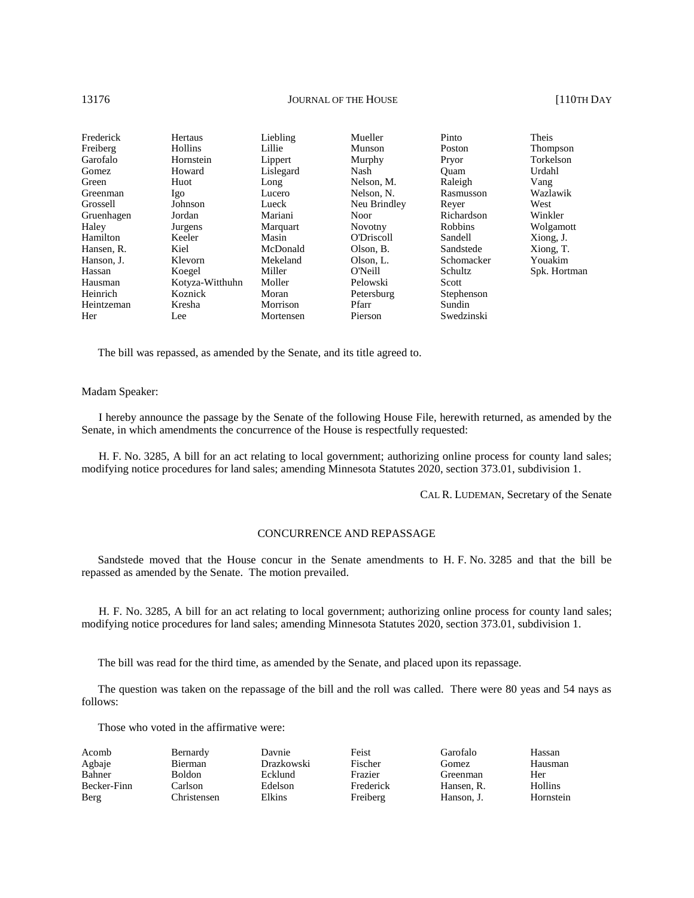| | | | | | |
|---|---|---|---|---|---|
| Frederick | Hertaus | Liebling | Mueller | Pinto | Theis |
| Freiberg | Hollins | Lillie | Munson | Poston | Thompson |
| Garofalo | Hornstein | Lippert | Murphy | Pryor | Torkelson |
| Gomez | Howard | Lislegard | Nash | Quam | Urdahl |
| Green | Huot | Long | Nelson, M. | Raleigh | Vang |
| Greenman | Igo | Lucero | Nelson, N. | Rasmusson | Wazlawik |
| Grossell | Johnson | Lueck | Neu Brindley | Reyer | West |
| Gruenhagen | Jordan | Mariani | Noor | Richardson | Winkler |
| Haley | Jurgens | Marquart | Novotny | Robbins | Wolgamott |
| Hamilton | Keeler | Masin | O'Driscoll | Sandell | Xiong, J. |
| Hansen, R. | Kiel | McDonald | Olson, B. | Sandstede | Xiong, T. |
| Hanson, J. | Klevorn | Mekeland | Olson, L. | Schomacker | Youakim |
| Hassan | Koegel | Miller | O'Neill | Schultz | Spk. Hortman |
| Hausman | Kotyza-Witthuhn | Moller | Pelowski | Scott | |
| Heinrich | Koznick | Moran | Petersburg | Stephenson | |
| Heintzeman | Kresha | Morrison | Pfarr | Sundin | |
| Her | Lee | Mortensen | Pierson | Swedzinski | |

The bill was repassed, as amended by the Senate, and its title agreed to.

Madam Speaker:

I hereby announce the passage by the Senate of the following House File, herewith returned, as amended by the Senate, in which amendments the concurrence of the House is respectfully requested:

H. F. No. 3285, A bill for an act relating to local government; authorizing online process for county land sales; modifying notice procedures for land sales; amending Minnesota Statutes 2020, section 373.01, subdivision 1.

CAL R. LUDEMAN, Secretary of the Senate

## CONCURRENCE AND REPASSAGE

Sandstede moved that the House concur in the Senate amendments to H. F. No. 3285 and that the bill be repassed as amended by the Senate. The motion prevailed.

H. F. No. 3285, A bill for an act relating to local government; authorizing online process for county land sales; modifying notice procedures for land sales; amending Minnesota Statutes 2020, section 373.01, subdivision 1.

The bill was read for the third time, as amended by the Senate, and placed upon its repassage.

The question was taken on the repassage of the bill and the roll was called. There were 80 yeas and 54 nays as follows:

Those who voted in the affirmative were:

| | | | | | |
|---|---|---|---|---|---|
| Acomb | Bernardy | Davnie | Feist | Garofalo | Hassan |
| Agbaje | Bierman | Drazkowski | Fischer | Gomez | Hausman |
| Bahner | Boldon | Ecklund | Frazier | Greenman | Her |
| Becker-Finn | Carlson | Edelson | Frederick | Hansen, R. | Hollins |
| Berg | Christensen | Elkins | Freiberg | Hanson, J. | Hornstein |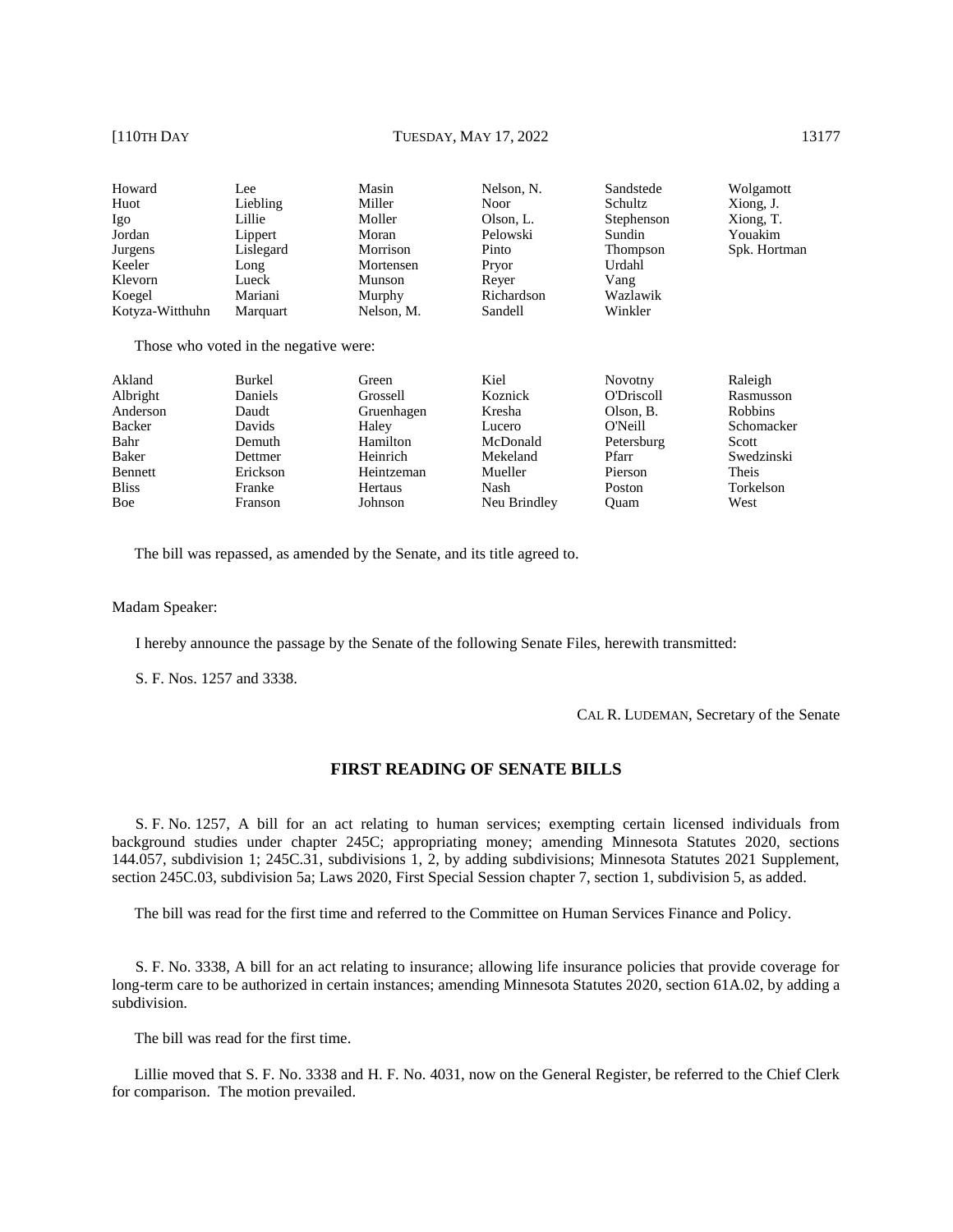| | | | | | |
|---|---|---|---|---|---|
| Howard | Lee | Masin | Nelson, N. | Sandstede | Wolgamott |
| Huot | Liebling | Miller | Noor | Schultz | Xiong, J. |
| Igo | Lillie | Moller | Olson, L. | Stephenson | Xiong, T. |
| Jordan | Lippert | Moran | Pelowski | Sundin | Youakim |
| Jurgens | Lislegard | Morrison | Pinto | Thompson | Spk. Hortman |
| Keeler | Long | Mortensen | Pryor | Urdahl | |
| Klevorn | Lueck | Munson | Reyer | Vang | |
| Koegel | Mariani | Murphy | Richardson | Wazlawik | |
| Kotyza-Witthuhn | Marquart | Nelson, M. | Sandell | Winkler | |

Those who voted in the negative were:

| | | | | | |
|---|---|---|---|---|---|
| Akland | Burkel | Green | Kiel | Novotny | Raleigh |
| Albright | Daniels | Grossell | Koznick | O'Driscoll | Rasmusson |
| Anderson | Daudt | Gruenhagen | Kresha | Olson, B. | Robbins |
| Backer | Davids | Haley | Lucero | O'Neill | Schomacker |
| Bahr | Demuth | Hamilton | McDonald | Petersburg | Scott |
| Baker | Dettmer | Heinrich | Mekeland | Pfarr | Swedzinski |
| Bennett | Erickson | Heintzeman | Mueller | Pierson | Theis |
| Bliss | Franke | Hertaus | Nash | Poston | Torkelson |
| Boe | Franson | Johnson | Neu Brindley | Quam | West |

The bill was repassed, as amended by the Senate, and its title agreed to.

Madam Speaker:

I hereby announce the passage by the Senate of the following Senate Files, herewith transmitted:

S. F. Nos. 1257 and 3338.

CAL R. LUDEMAN, Secretary of the Senate

## FIRST READING OF SENATE BILLS

S. F. No. 1257, A bill for an act relating to human services; exempting certain licensed individuals from background studies under chapter 245C; appropriating money; amending Minnesota Statutes 2020, sections 144.057, subdivision 1; 245C.31, subdivisions 1, 2, by adding subdivisions; Minnesota Statutes 2021 Supplement, section 245C.03, subdivision 5a; Laws 2020, First Special Session chapter 7, section 1, subdivision 5, as added.

The bill was read for the first time and referred to the Committee on Human Services Finance and Policy.

S. F. No. 3338, A bill for an act relating to insurance; allowing life insurance policies that provide coverage for long-term care to be authorized in certain instances; amending Minnesota Statutes 2020, section 61A.02, by adding a subdivision.

The bill was read for the first time.

Lillie moved that S. F. No. 3338 and H. F. No. 4031, now on the General Register, be referred to the Chief Clerk for comparison. The motion prevailed.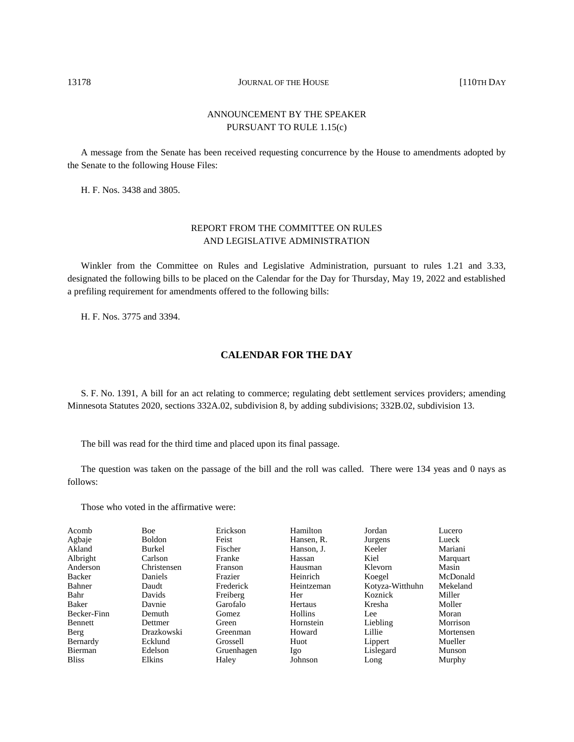## ANNOUNCEMENT BY THE SPEAKER PURSUANT TO RULE 1.15(c)

A message from the Senate has been received requesting concurrence by the House to amendments adopted by the Senate to the following House Files:

H. F. Nos. 3438 and 3805.

## REPORT FROM THE COMMITTEE ON RULES AND LEGISLATIVE ADMINISTRATION

Winkler from the Committee on Rules and Legislative Administration, pursuant to rules 1.21 and 3.33, designated the following bills to be placed on the Calendar for the Day for Thursday, May 19, 2022 and established a prefiling requirement for amendments offered to the following bills:

H. F. Nos. 3775 and 3394.

## CALENDAR FOR THE DAY

S. F. No. 1391, A bill for an act relating to commerce; regulating debt settlement services providers; amending Minnesota Statutes 2020, sections 332A.02, subdivision 8, by adding subdivisions; 332B.02, subdivision 13.

The bill was read for the third time and placed upon its final passage.

The question was taken on the passage of the bill and the roll was called. There were 134 yeas and 0 nays as follows:

Those who voted in the affirmative were:

| | | | | | |
|---|---|---|---|---|---|
| Acomb | Boe | Erickson | Hamilton | Jordan | Lucero |
| Agbaje | Boldon | Feist | Hansen, R. | Jurgens | Lueck |
| Akland | Burkel | Fischer | Hanson, J. | Keeler | Mariani |
| Albright | Carlson | Franke | Hassan | Kiel | Marquart |
| Anderson | Christensen | Franson | Hausman | Klevorn | Masin |
| Backer | Daniels | Frazier | Heinrich | Koegel | McDonald |
| Bahner | Daudt | Frederick | Heintzeman | Kotyza-Witthuhn | Mekeland |
| Bahr | Davids | Freiberg | Her | Koznick | Miller |
| Baker | Davnie | Garofalo | Hertaus | Kresha | Moller |
| Becker-Finn | Demuth | Gomez | Hollins | Lee | Moran |
| Bennett | Dettmer | Green | Hornstein | Liebling | Morrison |
| Berg | Drazkowski | Greenman | Howard | Lillie | Mortensen |
| Bernardy | Ecklund | Grossell | Huot | Lippert | Mueller |
| Bierman | Edelson | Gruenhagen | Igo | Lislegard | Munson |
| Bliss | Elkins | Haley | Johnson | Long | Murphy |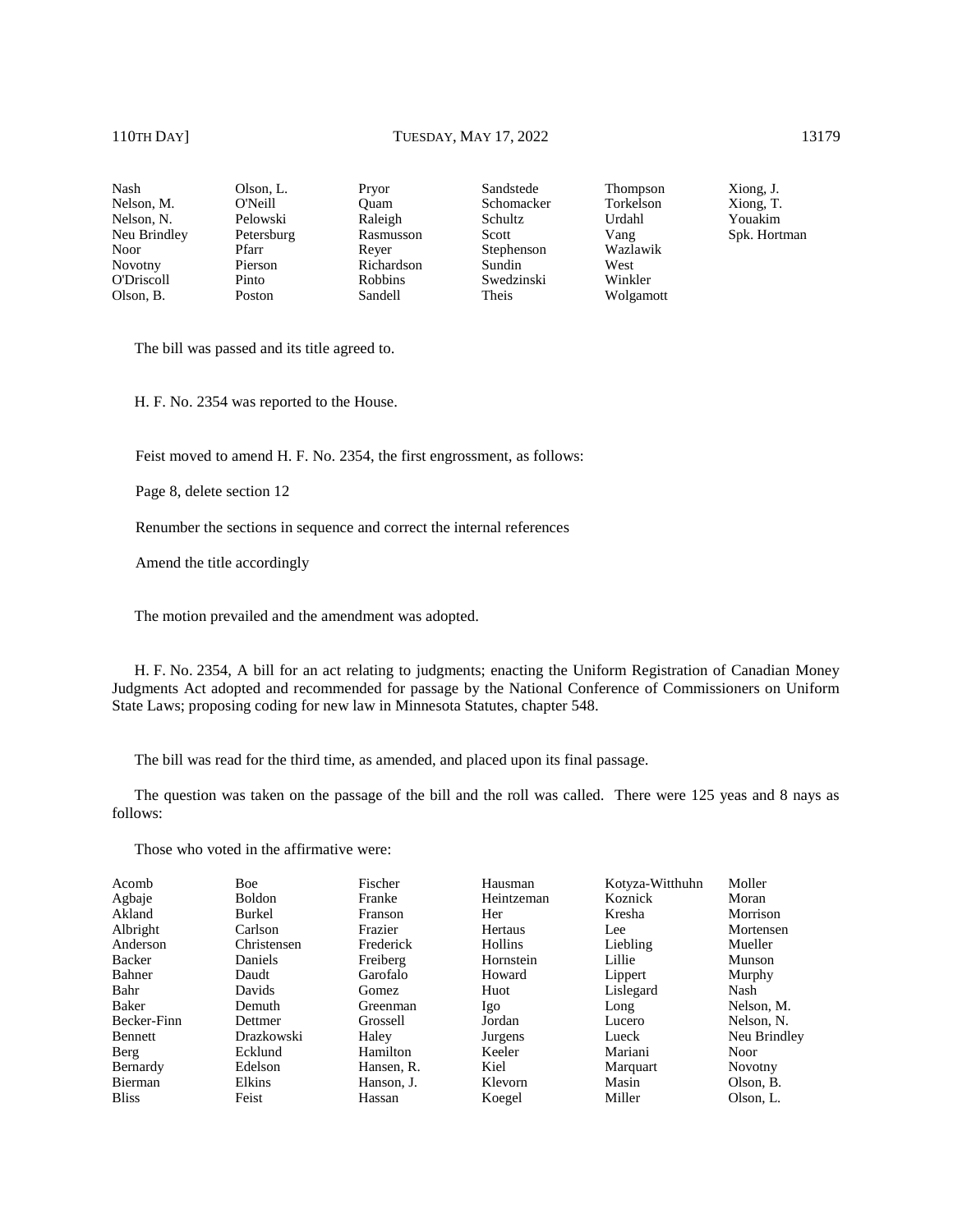| | | | | | |
|---|---|---|---|---|---|
| Nash | Olson, L. | Pryor | Sandstede | Thompson | Xiong, J. |
| Nelson, M. | O'Neill | Quam | Schomacker | Torkelson | Xiong, T. |
| Nelson, N. | Pelowski | Raleigh | Schultz | Urdahl | Youakim |
| Neu Brindley | Petersburg | Rasmusson | Scott | Vang | Spk. Hortman |
| Noor | Pfarr | Reyer | Stephenson | Wazlawik | |
| Novotny | Pierson | Richardson | Sundin | West | |
| O'Driscoll | Pinto | Robbins | Swedzinski | Winkler | |
| Olson, B. | Poston | Sandell | Theis | Wolgamott | |

The bill was passed and its title agreed to.

H. F. No. 2354 was reported to the House.

Feist moved to amend H. F. No. 2354, the first engrossment, as follows:

Page 8, delete section 12

Renumber the sections in sequence and correct the internal references

Amend the title accordingly

The motion prevailed and the amendment was adopted.

H. F. No. 2354, A bill for an act relating to judgments; enacting the Uniform Registration of Canadian Money Judgments Act adopted and recommended for passage by the National Conference of Commissioners on Uniform State Laws; proposing coding for new law in Minnesota Statutes, chapter 548.

The bill was read for the third time, as amended, and placed upon its final passage.

The question was taken on the passage of the bill and the roll was called. There were 125 yeas and 8 nays as follows:

Those who voted in the affirmative were:

| | | | | | |
|---|---|---|---|---|---|
| Acomb | Boe | Fischer | Hausman | Kotyza-Witthuhn | Moller |
| Agbaje | Boldon | Franke | Heintzeman | Koznick | Moran |
| Akland | Burkel | Franson | Her | Kresha | Morrison |
| Albright | Carlson | Frazier | Hertaus | Lee | Mortensen |
| Anderson | Christensen | Frederick | Hollins | Liebling | Mueller |
| Backer | Daniels | Freiberg | Hornstein | Lillie | Munson |
| Bahner | Daudt | Garofalo | Howard | Lippert | Murphy |
| Bahr | Davids | Gomez | Huot | Lislegard | Nash |
| Baker | Demuth | Greenman | Igo | Long | Nelson, M. |
| Becker-Finn | Dettmer | Grossell | Jordan | Lucero | Nelson, N. |
| Bennett | Drazkowski | Haley | Jurgens | Lueck | Neu Brindley |
| Berg | Ecklund | Hamilton | Keeler | Mariani | Noor |
| Bernardy | Edelson | Hansen, R. | Kiel | Marquart | Novotny |
| Bierman | Elkins | Hanson, J. | Klevorn | Masin | Olson, B. |
| Bliss | Feist | Hassan | Koegel | Miller | Olson, L. |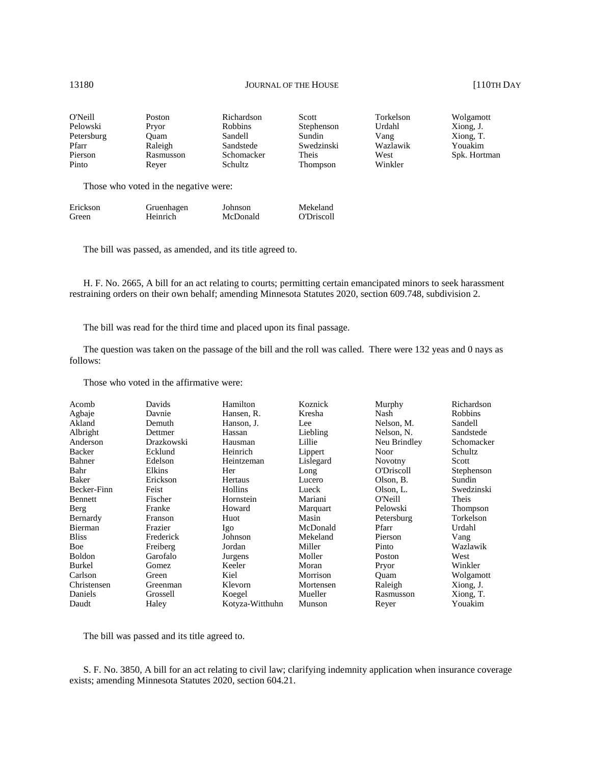| | | | | | |
|---|---|---|---|---|---|
| O'Neill | Poston | Richardson | Scott | Torkelson | Wolgamott |
| Pelowski | Pryor | Robbins | Stephenson | Urdahl | Xiong, J. |
| Petersburg | Quam | Sandell | Sundin | Vang | Xiong, T. |
| Pfarr | Raleigh | Sandstede | Swedzinski | Wazlawik | Youakim |
| Pierson | Rasmusson | Schomacker | Theis | West | Spk. Hortman |
| Pinto | Reyer | Schultz | Thompson | Winkler | |

Those who voted in the negative were:

| | | | |
|---|---|---|---|
| Erickson | Gruenhagen | Johnson | Mekeland |
| Green | Heinrich | McDonald | O'Driscoll |

The bill was passed, as amended, and its title agreed to.

H. F. No. 2665, A bill for an act relating to courts; permitting certain emancipated minors to seek harassment restraining orders on their own behalf; amending Minnesota Statutes 2020, section 609.748, subdivision 2.

The bill was read for the third time and placed upon its final passage.

The question was taken on the passage of the bill and the roll was called. There were 132 yeas and 0 nays as follows:

Those who voted in the affirmative were:

| | | | | | |
|---|---|---|---|---|---|
| Acomb | Davids | Hamilton | Koznick | Murphy | Richardson |
| Agbaje | Davnie | Hansen, R. | Kresha | Nash | Robbins |
| Akland | Demuth | Hanson, J. | Lee | Nelson, M. | Sandell |
| Albright | Dettmer | Hassan | Liebling | Nelson, N. | Sandstede |
| Anderson | Drazkowski | Hausman | Lillie | Neu Brindley | Schomacker |
| Backer | Ecklund | Heinrich | Lippert | Noor | Schultz |
| Bahner | Edelson | Heintzeman | Lislegard | Novotny | Scott |
| Bahr | Elkins | Her | Long | O'Driscoll | Stephenson |
| Baker | Erickson | Hertaus | Lucero | Olson, B. | Sundin |
| Becker-Finn | Feist | Hollins | Lueck | Olson, L. | Swedzinski |
| Bennett | Fischer | Hornstein | Mariani | O'Neill | Theis |
| Berg | Franke | Howard | Marquart | Pelowski | Thompson |
| Bernardy | Franson | Huot | Masin | Petersburg | Torkelson |
| Bierman | Frazier | Igo | McDonald | Pfarr | Urdahl |
| Bliss | Frederick | Johnson | Mekeland | Pierson | Vang |
| Boe | Freiberg | Jordan | Miller | Pinto | Wazlawik |
| Boldon | Garofalo | Jurgens | Moller | Poston | West |
| Burkel | Gomez | Keeler | Moran | Pryor | Winkler |
| Carlson | Green | Kiel | Morrison | Quam | Wolgamott |
| Christensen | Greenman | Klevorn | Mortensen | Raleigh | Xiong, J. |
| Daniels | Grossell | Koegel | Mueller | Rasmusson | Xiong, T. |
| Daudt | Haley | Kotyza-Witthuhn | Munson | Reyer | Youakim |

The bill was passed and its title agreed to.

S. F. No. 3850, A bill for an act relating to civil law; clarifying indemnity application when insurance coverage exists; amending Minnesota Statutes 2020, section 604.21.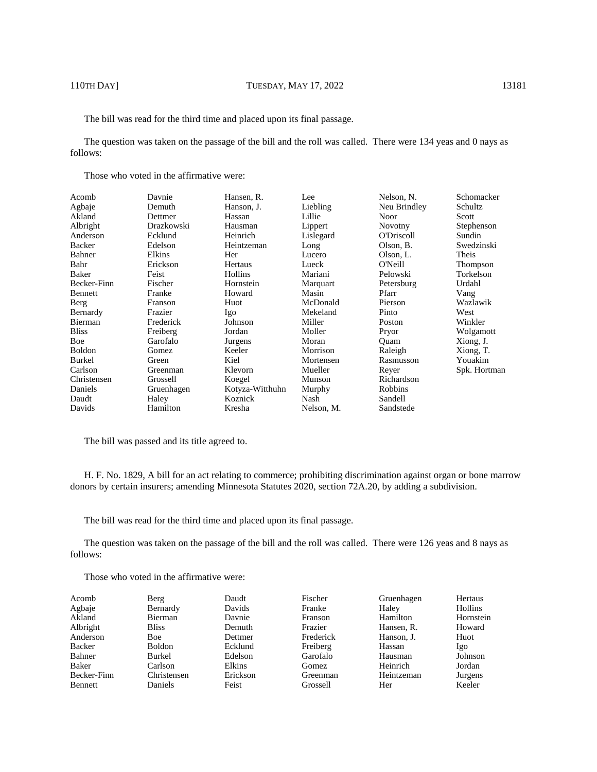The bill was read for the third time and placed upon its final passage.

The question was taken on the passage of the bill and the roll was called. There were 134 yeas and 0 nays as follows:

Those who voted in the affirmative were:

| | | | | | |
|---|---|---|---|---|---|
| Acomb | Davnie | Hansen, R. | Lee | Nelson, N. | Schomacker |
| Agbaje | Demuth | Hanson, J. | Liebling | Neu Brindley | Schultz |
| Akland | Dettmer | Hassan | Lillie | Noor | Scott |
| Albright | Drazkowski | Hausman | Lippert | Novotny | Stephenson |
| Anderson | Ecklund | Heinrich | Lislegard | O'Driscoll | Sundin |
| Backer | Edelson | Heintzeman | Long | Olson, B. | Swedzinski |
| Bahner | Elkins | Her | Lucero | Olson, L. | Theis |
| Bahr | Erickson | Hertaus | Lueck | O'Neill | Thompson |
| Baker | Feist | Hollins | Mariani | Pelowski | Torkelson |
| Becker-Finn | Fischer | Hornstein | Marquart | Petersburg | Urdahl |
| Bennett | Franke | Howard | Masin | Pfarr | Vang |
| Berg | Franson | Huot | McDonald | Pierson | Wazlawik |
| Bernardy | Frazier | Igo | Mekeland | Pinto | West |
| Bierman | Frederick | Johnson | Miller | Poston | Winkler |
| Bliss | Freiberg | Jordan | Moller | Pryor | Wolgamott |
| Boe | Garofalo | Jurgens | Moran | Quam | Xiong, J. |
| Boldon | Gomez | Keeler | Morrison | Raleigh | Xiong, T. |
| Burkel | Green | Kiel | Mortensen | Rasmusson | Youakim |
| Carlson | Greenman | Klevorn | Mueller | Reyer | Spk. Hortman |
| Christensen | Grossell | Koegel | Munson | Richardson | |
| Daniels | Gruenhagen | Kotyza-Witthuhn | Murphy | Robbins | |
| Daudt | Haley | Koznick | Nash | Sandell | |
| Davids | Hamilton | Kresha | Nelson, M. | Sandstede | |

The bill was passed and its title agreed to.

H. F. No. 1829, A bill for an act relating to commerce; prohibiting discrimination against organ or bone marrow donors by certain insurers; amending Minnesota Statutes 2020, section 72A.20, by adding a subdivision.

The bill was read for the third time and placed upon its final passage.

The question was taken on the passage of the bill and the roll was called. There were 126 yeas and 8 nays as follows:

Those who voted in the affirmative were:

| | | | | | |
|---|---|---|---|---|---|
| Acomb | Berg | Daudt | Fischer | Gruenhagen | Hertaus |
| Agbaje | Bernardy | Davids | Franke | Haley | Hollins |
| Akland | Bierman | Davnie | Franson | Hamilton | Hornstein |
| Albright | Bliss | Demuth | Frazier | Hansen, R. | Howard |
| Anderson | Boe | Dettmer | Frederick | Hanson, J. | Huot |
| Backer | Boldon | Ecklund | Freiberg | Hassan | Igo |
| Bahner | Burkel | Edelson | Garofalo | Hausman | Johnson |
| Baker | Carlson | Elkins | Gomez | Heinrich | Jordan |
| Becker-Finn | Christensen | Erickson | Greenman | Heintzeman | Jurgens |
| Bennett | Daniels | Feist | Grossell | Her | Keeler |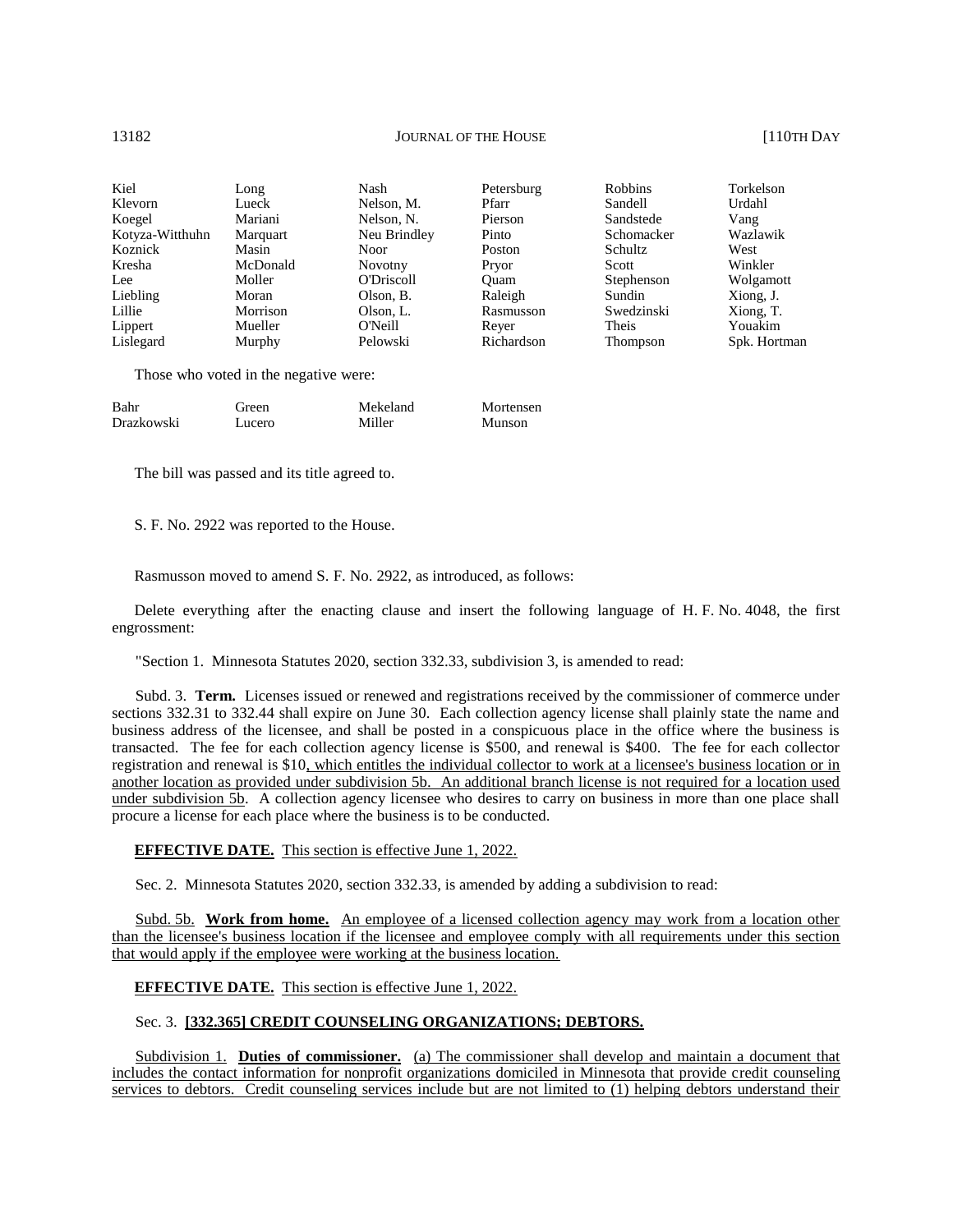| Kiel | Long | Nash | Petersburg | Robbins | Torkelson |
|---|---|---|---|---|---|
| Klevorn | Lueck | Nelson, M. | Pfarr | Sandell | Urdahl |
| Koegel | Mariani | Nelson, N. | Pierson | Sandstede | Vang |
| Kotyza-Witthuhn | Marquart | Neu Brindley | Pinto | Schomacker | Wazlawik |
| Koznick | Masin | Noor | Poston | Schultz | West |
| Kresha | McDonald | Novotny | Pryor | Scott | Winkler |
| Lee | Moller | O'Driscoll | Quam | Stephenson | Wolgamott |
| Liebling | Moran | Olson, B. | Raleigh | Sundin | Xiong, J. |
| Lillie | Morrison | Olson, L. | Rasmusson | Swedzinski | Xiong, T. |
| Lippert | Mueller | O'Neill | Reyer | Theis | Youakim |
| Lislegard | Murphy | Pelowski | Richardson | Thompson | Spk. Hortman |

Those who voted in the negative were:

| Bahr | Green | Mekeland | Mortensen |
|---|---|---|---|
| Drazkowski | Lucero | Miller | Munson |

The bill was passed and its title agreed to.

S. F. No. 2922 was reported to the House.

Rasmusson moved to amend S. F. No. 2922, as introduced, as follows:

Delete everything after the enacting clause and insert the following language of H. F. No. 4048, the first engrossment:

"Section 1. Minnesota Statutes 2020, section 332.33, subdivision 3, is amended to read:

Subd. 3. **Term.** Licenses issued or renewed and registrations received by the commissioner of commerce under sections 332.31 to 332.44 shall expire on June 30. Each collection agency license shall plainly state the name and business address of the licensee, and shall be posted in a conspicuous place in the office where the business is transacted. The fee for each collection agency license is $500, and renewal is $400. The fee for each collector registration and renewal is $10, which entitles the individual collector to work at a licensee's business location or in another location as provided under subdivision 5b. An additional branch license is not required for a location used under subdivision 5b. A collection agency licensee who desires to carry on business in more than one place shall procure a license for each place where the business is to be conducted.

**EFFECTIVE DATE.** This section is effective June 1, 2022.

Sec. 2. Minnesota Statutes 2020, section 332.33, is amended by adding a subdivision to read:

Subd. 5b. **Work from home.** An employee of a licensed collection agency may work from a location other than the licensee's business location if the licensee and employee comply with all requirements under this section that would apply if the employee were working at the business location.

**EFFECTIVE DATE.** This section is effective June 1, 2022.

Sec. 3. **[332.365] CREDIT COUNSELING ORGANIZATIONS; DEBTORS.**

Subdivision 1. **Duties of commissioner.** (a) The commissioner shall develop and maintain a document that includes the contact information for nonprofit organizations domiciled in Minnesota that provide credit counseling services to debtors. Credit counseling services include but are not limited to (1) helping debtors understand their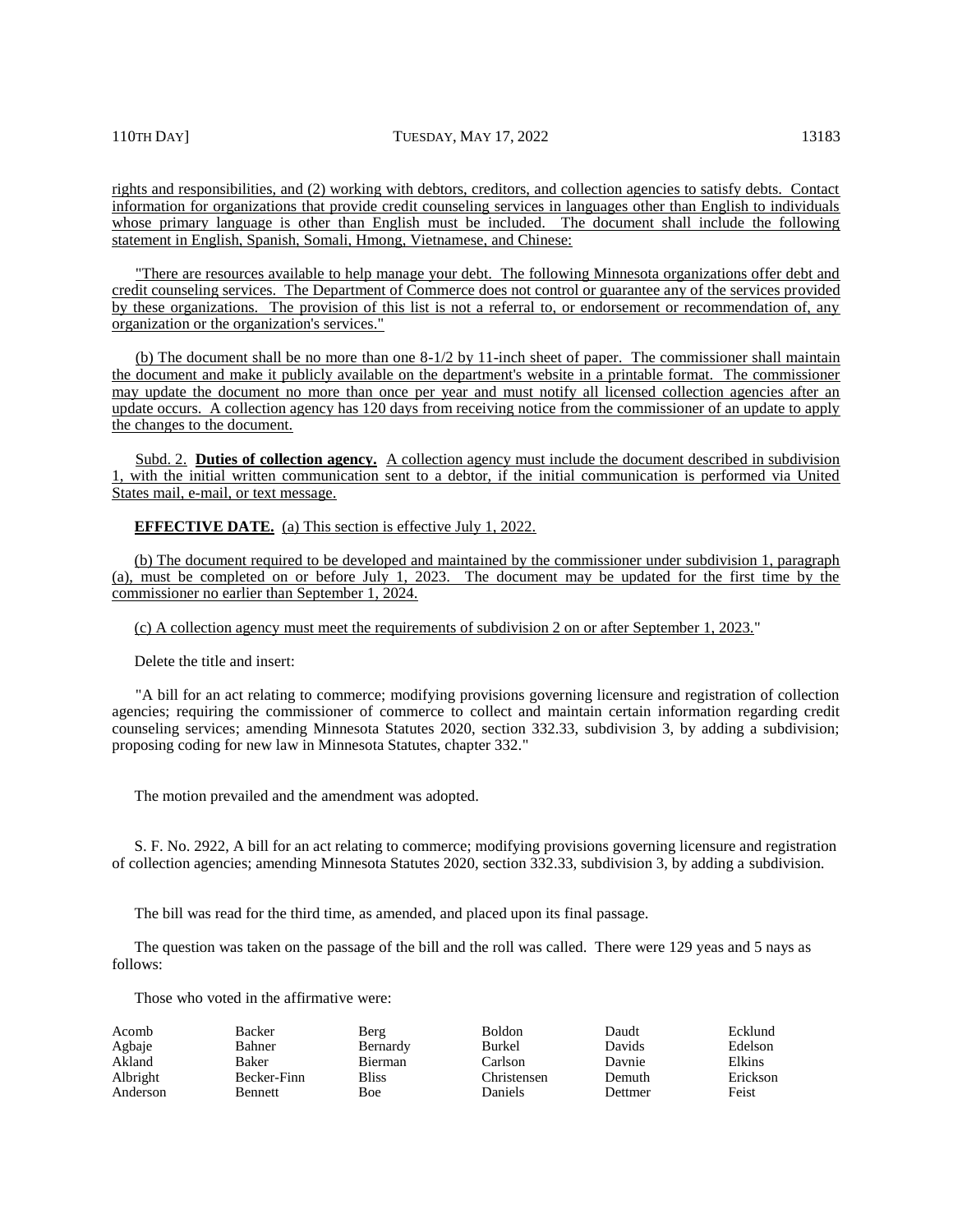rights and responsibilities, and (2) working with debtors, creditors, and collection agencies to satisfy debts. Contact information for organizations that provide credit counseling services in languages other than English to individuals whose primary language is other than English must be included. The document shall include the following statement in English, Spanish, Somali, Hmong, Vietnamese, and Chinese:

"There are resources available to help manage your debt. The following Minnesota organizations offer debt and credit counseling services. The Department of Commerce does not control or guarantee any of the services provided by these organizations. The provision of this list is not a referral to, or endorsement or recommendation of, any organization or the organization's services."

(b) The document shall be no more than one 8-1/2 by 11-inch sheet of paper. The commissioner shall maintain the document and make it publicly available on the department's website in a printable format. The commissioner may update the document no more than once per year and must notify all licensed collection agencies after an update occurs. A collection agency has 120 days from receiving notice from the commissioner of an update to apply the changes to the document.

Subd. 2. **Duties of collection agency.** A collection agency must include the document described in subdivision 1, with the initial written communication sent to a debtor, if the initial communication is performed via United States mail, e-mail, or text message.

**EFFECTIVE DATE.** (a) This section is effective July 1, 2022.

(b) The document required to be developed and maintained by the commissioner under subdivision 1, paragraph (a), must be completed on or before July 1, 2023. The document may be updated for the first time by the commissioner no earlier than September 1, 2024.

(c) A collection agency must meet the requirements of subdivision 2 on or after September 1, 2023."

Delete the title and insert:

"A bill for an act relating to commerce; modifying provisions governing licensure and registration of collection agencies; requiring the commissioner of commerce to collect and maintain certain information regarding credit counseling services; amending Minnesota Statutes 2020, section 332.33, subdivision 3, by adding a subdivision; proposing coding for new law in Minnesota Statutes, chapter 332."

The motion prevailed and the amendment was adopted.

S. F. No. 2922, A bill for an act relating to commerce; modifying provisions governing licensure and registration of collection agencies; amending Minnesota Statutes 2020, section 332.33, subdivision 3, by adding a subdivision.

The bill was read for the third time, as amended, and placed upon its final passage.

The question was taken on the passage of the bill and the roll was called. There were 129 yeas and 5 nays as follows:

Those who voted in the affirmative were:

| | | | | | |
|---|---|---|---|---|---|
| Acomb | Backer | Berg | Boldon | Daudt | Ecklund |
| Agbaje | Bahner | Bernardy | Burkel | Davids | Edelson |
| Akland | Baker | Bierman | Carlson | Davnie | Elkins |
| Albright | Becker-Finn | Bliss | Christensen | Demuth | Erickson |
| Anderson | Bennett | Boe | Daniels | Dettmer | Feist |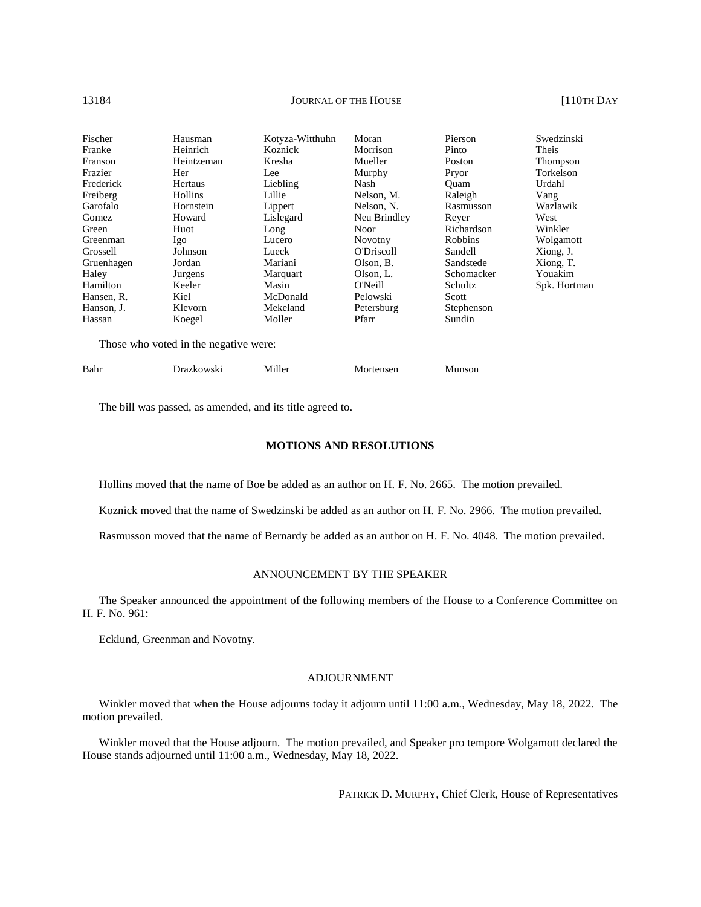| | | | | | |
|---|---|---|---|---|---|
| Fischer | Hausman | Kotyza-Witthuhn | Moran | Pierson | Swedzinski |
| Franke | Heinrich | Koznick | Morrison | Pinto | Theis |
| Franson | Heintzeman | Kresha | Mueller | Poston | Thompson |
| Frazier | Her | Lee | Murphy | Pryor | Torkelson |
| Frederick | Hertaus | Liebling | Nash | Quam | Urdahl |
| Freiberg | Hollins | Lillie | Nelson, M. | Raleigh | Vang |
| Garofalo | Hornstein | Lippert | Nelson, N. | Rasmusson | Wazlawik |
| Gomez | Howard | Lislegard | Neu Brindley | Reyer | West |
| Green | Huot | Long | Noor | Richardson | Winkler |
| Greenman | Igo | Lucero | Novotny | Robbins | Wolgamott |
| Grossell | Johnson | Lueck | O'Driscoll | Sandell | Xiong, J. |
| Gruenhagen | Jordan | Mariani | Olson, B. | Sandstede | Xiong, T. |
| Haley | Jurgens | Marquart | Olson, L. | Schomacker | Youakim |
| Hamilton | Keeler | Masin | O'Neill | Schultz | Spk. Hortman |
| Hansen, R. | Kiel | McDonald | Pelowski | Scott | |
| Hanson, J. | Klevorn | Mekeland | Petersburg | Stephenson | |
| Hassan | Koegel | Moller | Pfarr | Sundin | |

Those who voted in the negative were:

| | | | | |
|---|---|---|---|---|
| Bahr | Drazkowski | Miller | Mortensen | Munson |

The bill was passed, as amended, and its title agreed to.

## MOTIONS AND RESOLUTIONS

Hollins moved that the name of Boe be added as an author on H. F. No. 2665. The motion prevailed.

Koznick moved that the name of Swedzinski be added as an author on H. F. No. 2966. The motion prevailed.

Rasmusson moved that the name of Bernardy be added as an author on H. F. No. 4048. The motion prevailed.

## ANNOUNCEMENT BY THE SPEAKER

The Speaker announced the appointment of the following members of the House to a Conference Committee on H. F. No. 961:

Ecklund, Greenman and Novotny.

## ADJOURNMENT

Winkler moved that when the House adjourns today it adjourn until 11:00 a.m., Wednesday, May 18, 2022. The motion prevailed.

Winkler moved that the House adjourn. The motion prevailed, and Speaker pro tempore Wolgamott declared the House stands adjourned until 11:00 a.m., Wednesday, May 18, 2022.

PATRICK D. MURPHY, Chief Clerk, House of Representatives